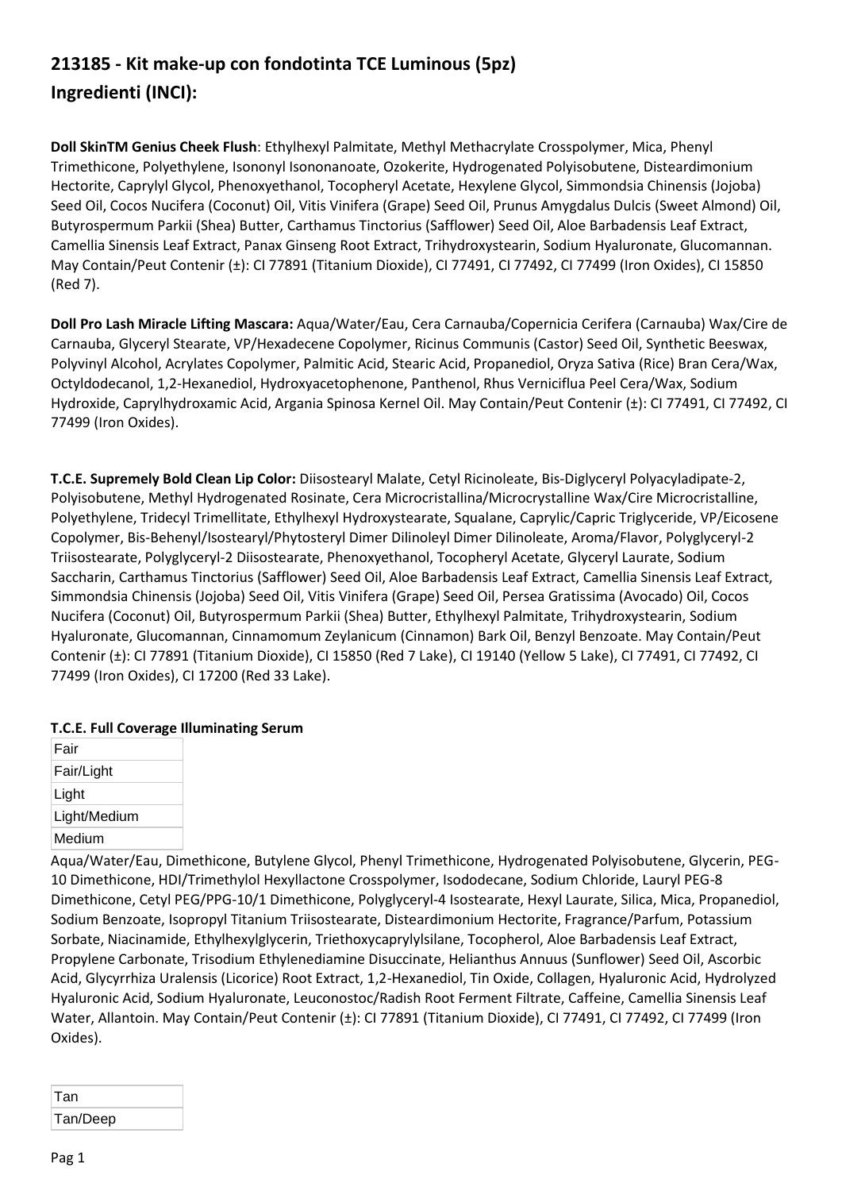## 213185 - Kit make-up con fondotinta TCE Luminous (5pz)

## Ingredienti (INCI):

**Doll SkinTM Genius Cheek Flush**: Ethylhexyl Palmitate, Methyl Methacrylate Crosspolymer, Mica, Phenyl Trimethicone, Polyethylene, Isononyl Isononanoate, Ozokerite, Hydrogenated Polyisobutene, Disteardimonium Hectorite, Caprylyl Glycol, Phenoxyethanol, Tocopheryl Acetate, Hexylene Glycol, Simmondsia Chinensis (Jojoba) Seed Oil, Cocos Nucifera (Coconut) Oil, Vitis Vinifera (Grape) Seed Oil, Prunus Amygdalus Dulcis (Sweet Almond) Oil, Butyrospermum Parkii (Shea) Butter, Carthamus Tinctorius (Safflower) Seed Oil, Aloe Barbadensis Leaf Extract, Camellia Sinensis Leaf Extract, Panax Ginseng Root Extract, Trihydroxystearin, Sodium Hyaluronate, Glucomannan. May Contain/Peut Contenir (±): CI 77891 (Titanium Dioxide), CI 77491, CI 77492, CI 77499 (Iron Oxides), CI 15850 (Red 7).

**Doll Pro Lash Miracle Lifting Mascara:** Aqua/Water/Eau, Cera Carnauba/Copernicia Cerifera (Carnauba) Wax/Cire de Carnauba, Glyceryl Stearate, VP/Hexadecene Copolymer, Ricinus Communis (Castor) Seed Oil, Synthetic Beeswax, Polyvinyl Alcohol, Acrylates Copolymer, Palmitic Acid, Stearic Acid, Propanediol, Oryza Sativa (Rice) Bran Cera/Wax, Octyldodecanol, 1,2-Hexanediol, Hydroxyacetophenone, Panthenol, Rhus Verniciflua Peel Cera/Wax, Sodium Hydroxide, Caprylhydroxamic Acid, Argania Spinosa Kernel Oil. May Contain/Peut Contenir (±): CI 77491, CI 77492, CI 77499 (Iron Oxides).

**T.C.E. Supremely Bold Clean Lip Color:** Diisostearyl Malate, Cetyl Ricinoleate, Bis-Diglyceryl Polyacyladipate-2, Polyisobutene, Methyl Hydrogenated Rosinate, Cera Microcristallina/Microcrystalline Wax/Cire Microcristalline, Polyethylene, Tridecyl Trimellitate, Ethylhexyl Hydroxystearate, Squalane, Caprylic/Capric Triglyceride, VP/Eicosene Copolymer, Bis-Behenyl/Isostearyl/Phytosteryl Dimer Dilinoleyl Dimer Dilinoleate, Aroma/Flavor, Polyglyceryl-2 Triisostearate, Polyglyceryl-2 Diisostearate, Phenoxyethanol, Tocopheryl Acetate, Glyceryl Laurate, Sodium Saccharin, Carthamus Tinctorius (Safflower) Seed Oil, Aloe Barbadensis Leaf Extract, Camellia Sinensis Leaf Extract, Simmondsia Chinensis (Jojoba) Seed Oil, Vitis Vinifera (Grape) Seed Oil, Persea Gratissima (Avocado) Oil, Cocos Nucifera (Coconut) Oil, Butyrospermum Parkii (Shea) Butter, Ethylhexyl Palmitate, Trihydroxystearin, Sodium Hyaluronate, Glucomannan, Cinnamomum Zeylanicum (Cinnamon) Bark Oil, Benzyl Benzoate. May Contain/Peut Contenir (±): CI 77891 (Titanium Dioxide), CI 15850 (Red 7 Lake), CI 19140 (Yellow 5 Lake), CI 77491, CI 77492, CI 77499 (Iron Oxides), CI 17200 (Red 33 Lake).

**T.C.E. Full Coverage Illuminating Serum**

| Fair |
|---|
| Fair/Light |
| Light |
| Light/Medium |
| Medium |

Aqua/Water/Eau, Dimethicone, Butylene Glycol, Phenyl Trimethicone, Hydrogenated Polyisobutene, Glycerin, PEG-10 Dimethicone, HDI/Trimethylol Hexyllactone Crosspolymer, Isododecane, Sodium Chloride, Lauryl PEG-8 Dimethicone, Cetyl PEG/PPG-10/1 Dimethicone, Polyglyceryl-4 Isostearate, Hexyl Laurate, Silica, Mica, Propanediol, Sodium Benzoate, Isopropyl Titanium Triisostearate, Disteardimonium Hectorite, Fragrance/Parfum, Potassium Sorbate, Niacinamide, Ethylhexylglycerin, Triethoxycaprylylsilane, Tocopherol, Aloe Barbadensis Leaf Extract, Propylene Carbonate, Trisodium Ethylenediamine Disuccinate, Helianthus Annuus (Sunflower) Seed Oil, Ascorbic Acid, Glycyrrhiza Uralensis (Licorice) Root Extract, 1,2-Hexanediol, Tin Oxide, Collagen, Hyaluronic Acid, Hydrolyzed Hyaluronic Acid, Sodium Hyaluronate, Leuconostoc/Radish Root Ferment Filtrate, Caffeine, Camellia Sinensis Leaf Water, Allantoin. May Contain/Peut Contenir (±): CI 77891 (Titanium Dioxide), CI 77491, CI 77492, CI 77499 (Iron Oxides).

| Tan |
|---|
| Tan/Deep |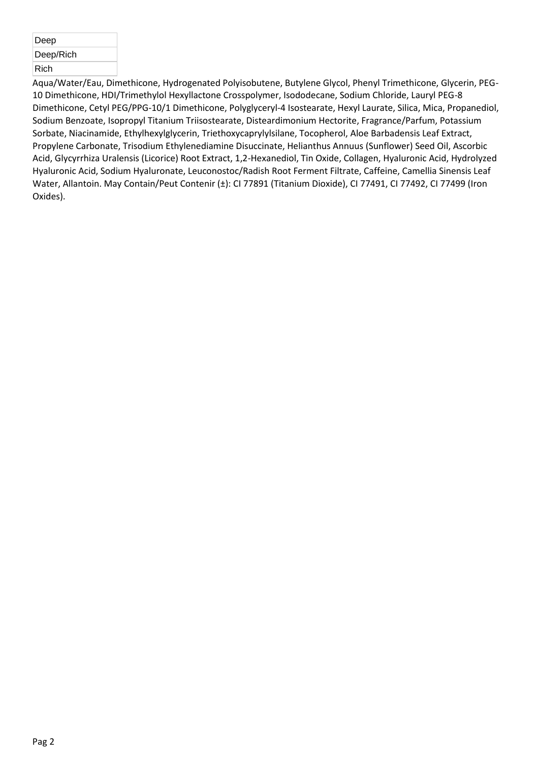| |
|---|
| Deep |
| Deep/Rich |
| Rich |

Aqua/Water/Eau, Dimethicone, Hydrogenated Polyisobutene, Butylene Glycol, Phenyl Trimethicone, Glycerin, PEG-10 Dimethicone, HDI/Trimethylol Hexyllactone Crosspolymer, Isododecane, Sodium Chloride, Lauryl PEG-8 Dimethicone, Cetyl PEG/PPG-10/1 Dimethicone, Polyglyceryl-4 Isostearate, Hexyl Laurate, Silica, Mica, Propanediol, Sodium Benzoate, Isopropyl Titanium Triisostearate, Disteardimonium Hectorite, Fragrance/Parfum, Potassium Sorbate, Niacinamide, Ethylhexylglycerin, Triethoxycaprylylsilane, Tocopherol, Aloe Barbadensis Leaf Extract, Propylene Carbonate, Trisodium Ethylenediamine Disuccinate, Helianthus Annuus (Sunflower) Seed Oil, Ascorbic Acid, Glycyrrhiza Uralensis (Licorice) Root Extract, 1,2-Hexanediol, Tin Oxide, Collagen, Hyaluronic Acid, Hydrolyzed Hyaluronic Acid, Sodium Hyaluronate, Leuconostoc/Radish Root Ferment Filtrate, Caffeine, Camellia Sinensis Leaf Water, Allantoin. May Contain/Peut Contenir (±): CI 77891 (Titanium Dioxide), CI 77491, CI 77492, CI 77499 (Iron Oxides).